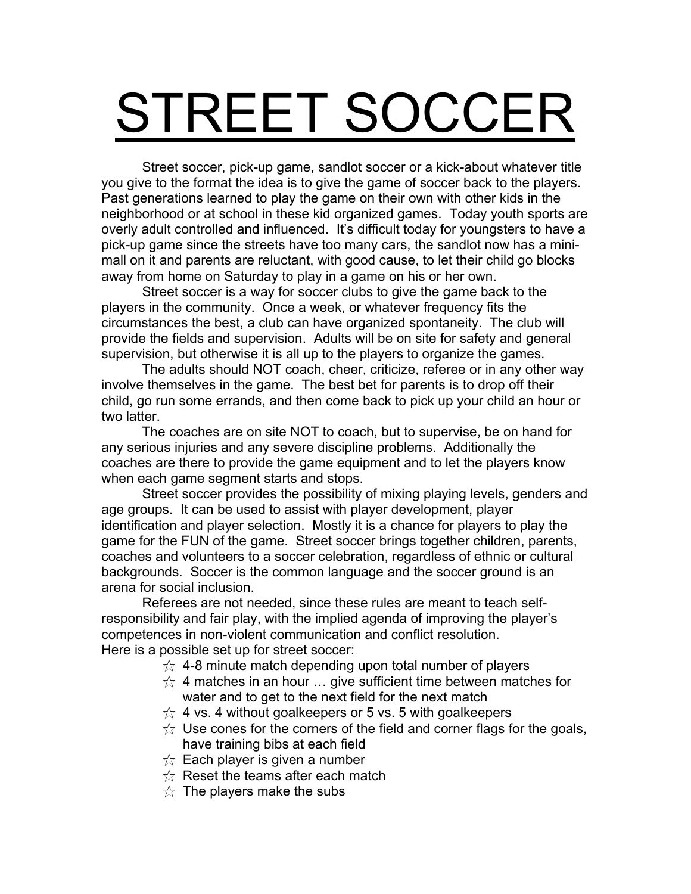# STREET SOCCER

Street soccer, pick-up game, sandlot soccer or a kick-about whatever title you give to the format the idea is to give the game of soccer back to the players. Past generations learned to play the game on their own with other kids in the neighborhood or at school in these kid organized games. Today youth sports are overly adult controlled and influenced. It's difficult today for youngsters to have a pick-up game since the streets have too many cars, the sandlot now has a mini-mall on it and parents are reluctant, with good cause, to let their child go blocks away from home on Saturday to play in a game on his or her own.

Street soccer is a way for soccer clubs to give the game back to the players in the community. Once a week, or whatever frequency fits the circumstances the best, a club can have organized spontaneity. The club will provide the fields and supervision. Adults will be on site for safety and general supervision, but otherwise it is all up to the players to organize the games.

The adults should NOT coach, cheer, criticize, referee or in any other way involve themselves in the game. The best bet for parents is to drop off their child, go run some errands, and then come back to pick up your child an hour or two latter.

The coaches are on site NOT to coach, but to supervise, be on hand for any serious injuries and any severe discipline problems. Additionally the coaches are there to provide the game equipment and to let the players know when each game segment starts and stops.

Street soccer provides the possibility of mixing playing levels, genders and age groups. It can be used to assist with player development, player identification and player selection. Mostly it is a chance for players to play the game for the FUN of the game. Street soccer brings together children, parents, coaches and volunteers to a soccer celebration, regardless of ethnic or cultural backgrounds. Soccer is the common language and the soccer ground is an arena for social inclusion.

Referees are not needed, since these rules are meant to teach self-responsibility and fair play, with the implied agenda of improving the player's competences in non-violent communication and conflict resolution.

Here is a possible set up for street soccer:

- ☆ 4-8 minute match depending upon total number of players
- ☆ 4 matches in an hour … give sufficient time between matches for water and to get to the next field for the next match
- ☆ 4 vs. 4 without goalkeepers or 5 vs. 5 with goalkeepers
- ☆ Use cones for the corners of the field and corner flags for the goals, have training bibs at each field
- ☆ Each player is given a number
- ☆ Reset the teams after each match
- ☆ The players make the subs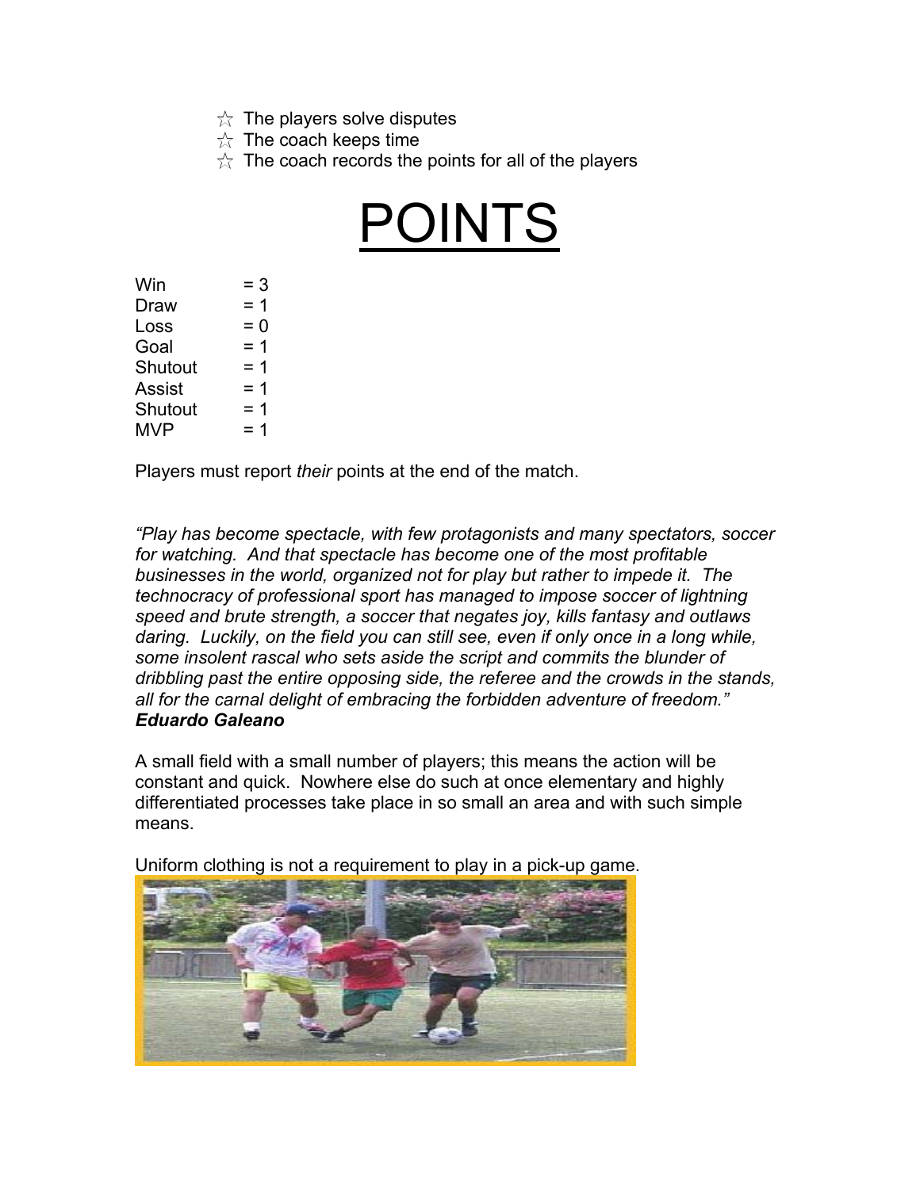- ☆ The players solve disputes
- ☆ The coach keeps time
- ☆ The coach records the points for all of the players

# POINTS

| | |
|---|---|
| Win | = 3 |
| Draw | = 1 |
| Loss | = 0 |
| Goal | = 1 |
| Shutout | = 1 |
| Assist | = 1 |
| Shutout | = 1 |
| MVP | = 1 |

Players must report *their* points at the end of the match.

*"Play has become spectacle, with few protagonists and many spectators, soccer for watching. And that spectacle has become one of the most profitable businesses in the world, organized not for play but rather to impede it. The technocracy of professional sport has managed to impose soccer of lightning speed and brute strength, a soccer that negates joy, kills fantasy and outlaws daring. Luckily, on the field you can still see, even if only once in a long while, some insolent rascal who sets aside the script and commits the blunder of dribbling past the entire opposing side, the referee and the crowds in the stands, all for the carnal delight of embracing the forbidden adventure of freedom."*
***Eduardo Galeano***

A small field with a small number of players; this means the action will be constant and quick. Nowhere else do such at once elementary and highly differentiated processes take place in so small an area and with such simple means.

Uniform clothing is not a requirement to play in a pick-up game.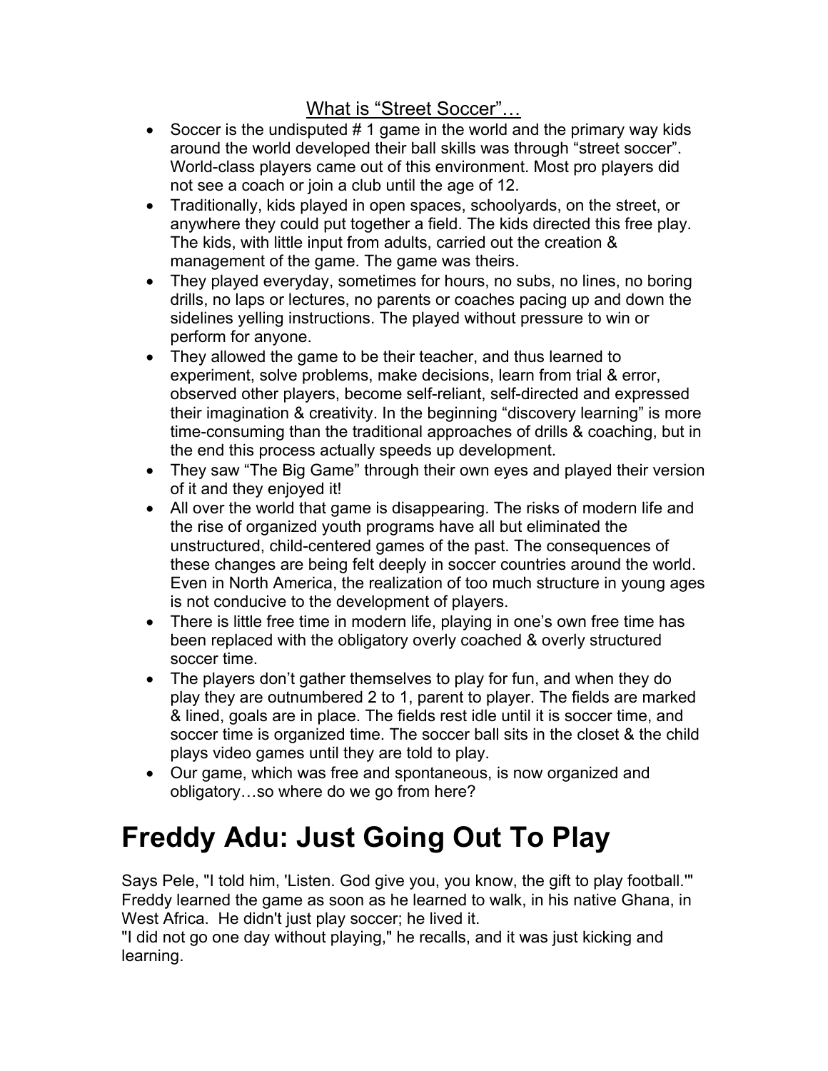## What is "Street Soccer"…

- Soccer is the undisputed # 1 game in the world and the primary way kids around the world developed their ball skills was through "street soccer". World-class players came out of this environment. Most pro players did not see a coach or join a club until the age of 12.
- Traditionally, kids played in open spaces, schoolyards, on the street, or anywhere they could put together a field. The kids directed this free play. The kids, with little input from adults, carried out the creation & management of the game. The game was theirs.
- They played everyday, sometimes for hours, no subs, no lines, no boring drills, no laps or lectures, no parents or coaches pacing up and down the sidelines yelling instructions. The played without pressure to win or perform for anyone.
- They allowed the game to be their teacher, and thus learned to experiment, solve problems, make decisions, learn from trial & error, observed other players, become self-reliant, self-directed and expressed their imagination & creativity. In the beginning "discovery learning" is more time-consuming than the traditional approaches of drills & coaching, but in the end this process actually speeds up development.
- They saw "The Big Game" through their own eyes and played their version of it and they enjoyed it!
- All over the world that game is disappearing. The risks of modern life and the rise of organized youth programs have all but eliminated the unstructured, child-centered games of the past. The consequences of these changes are being felt deeply in soccer countries around the world. Even in North America, the realization of too much structure in young ages is not conducive to the development of players.
- There is little free time in modern life, playing in one's own free time has been replaced with the obligatory overly coached & overly structured soccer time.
- The players don't gather themselves to play for fun, and when they do play they are outnumbered 2 to 1, parent to player. The fields are marked & lined, goals are in place. The fields rest idle until it is soccer time, and soccer time is organized time. The soccer ball sits in the closet & the child plays video games until they are told to play.
- Our game, which was free and spontaneous, is now organized and obligatory…so where do we go from here?

# Freddy Adu: Just Going Out To Play

Says Pele, "I told him, 'Listen. God give you, you know, the gift to play football.'" Freddy learned the game as soon as he learned to walk, in his native Ghana, in West Africa. He didn't just play soccer; he lived it.
"I did not go one day without playing," he recalls, and it was just kicking and learning.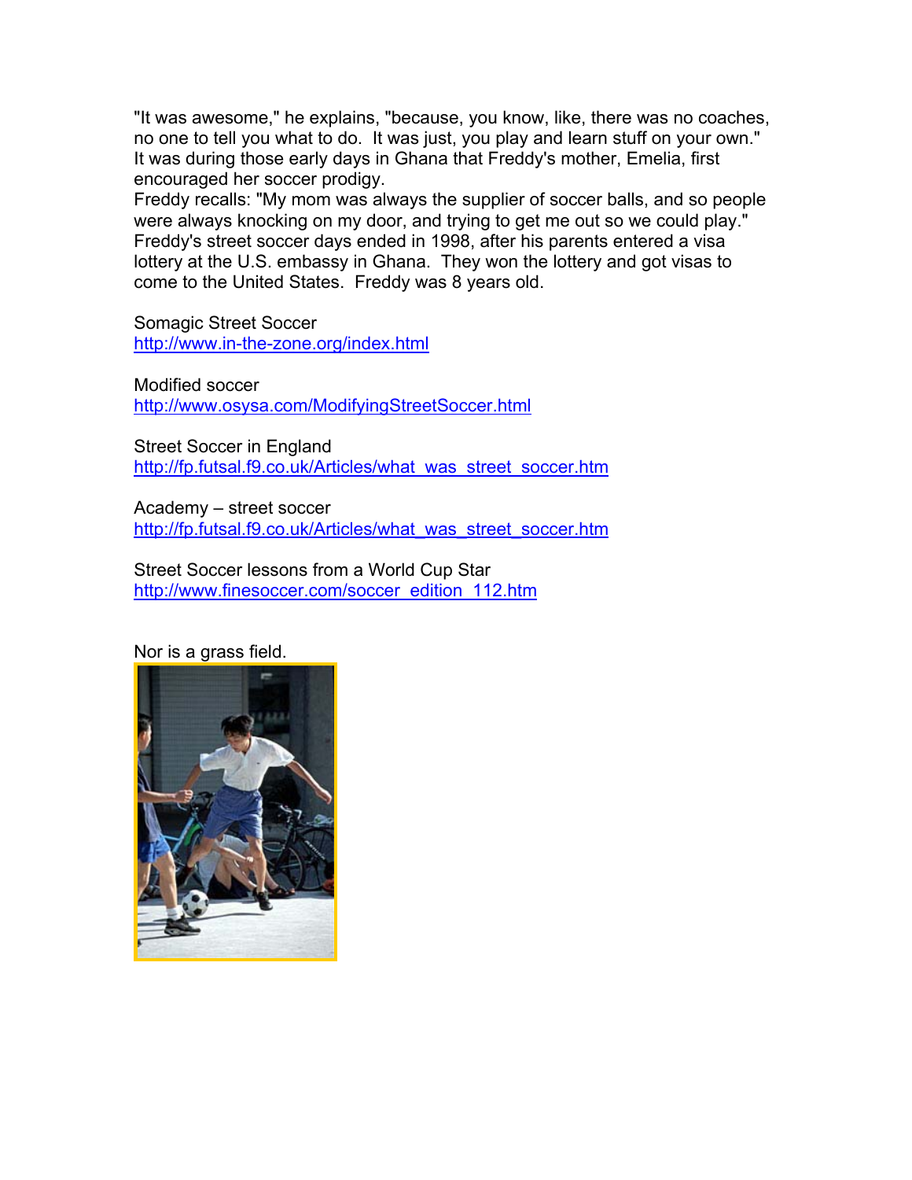"It was awesome," he explains, "because, you know, like, there was no coaches, no one to tell you what to do. It was just, you play and learn stuff on your own."
It was during those early days in Ghana that Freddy's mother, Emelia, first encouraged her soccer prodigy.
Freddy recalls: "My mom was always the supplier of soccer balls, and so people were always knocking on my door, and trying to get me out so we could play."
Freddy's street soccer days ended in 1998, after his parents entered a visa lottery at the U.S. embassy in Ghana. They won the lottery and got visas to come to the United States. Freddy was 8 years old.

Somagic Street Soccer
http://www.in-the-zone.org/index.html

Modified soccer
http://www.osysa.com/ModifyingStreetSoccer.html

Street Soccer in England
http://fp.futsal.f9.co.uk/Articles/what_was_street_soccer.htm

Academy – street soccer
http://fp.futsal.f9.co.uk/Articles/what_was_street_soccer.htm

Street Soccer lessons from a World Cup Star
http://www.finesoccer.com/soccer_edition_112.htm

Nor is a grass field.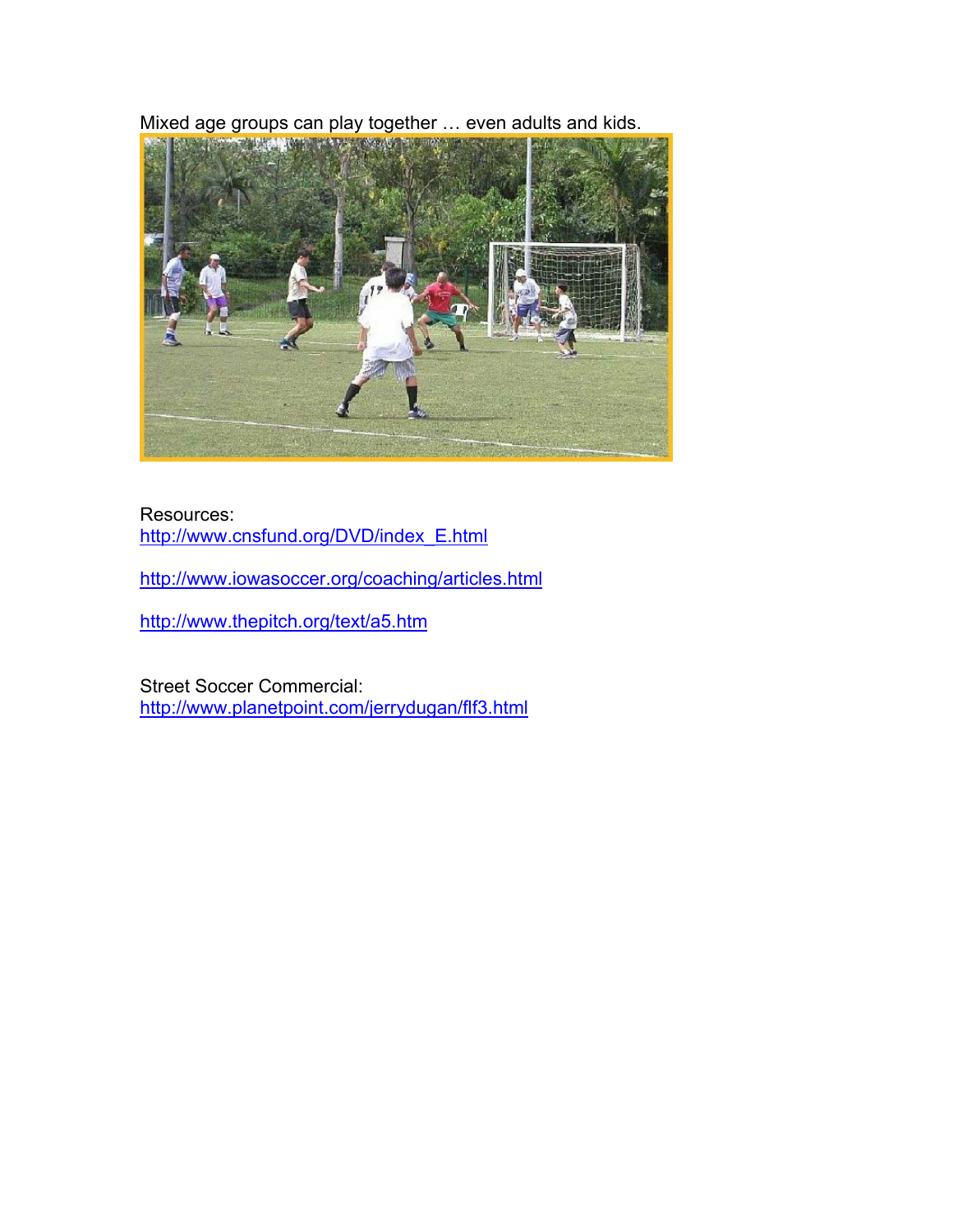Mixed age groups can play together … even adults and kids.

Resources:
http://www.cnsfund.org/DVD/index_E.html

http://www.iowasoccer.org/coaching/articles.html

http://www.thepitch.org/text/a5.htm

Street Soccer Commercial:
http://www.planetpoint.com/jerrydugan/flf3.html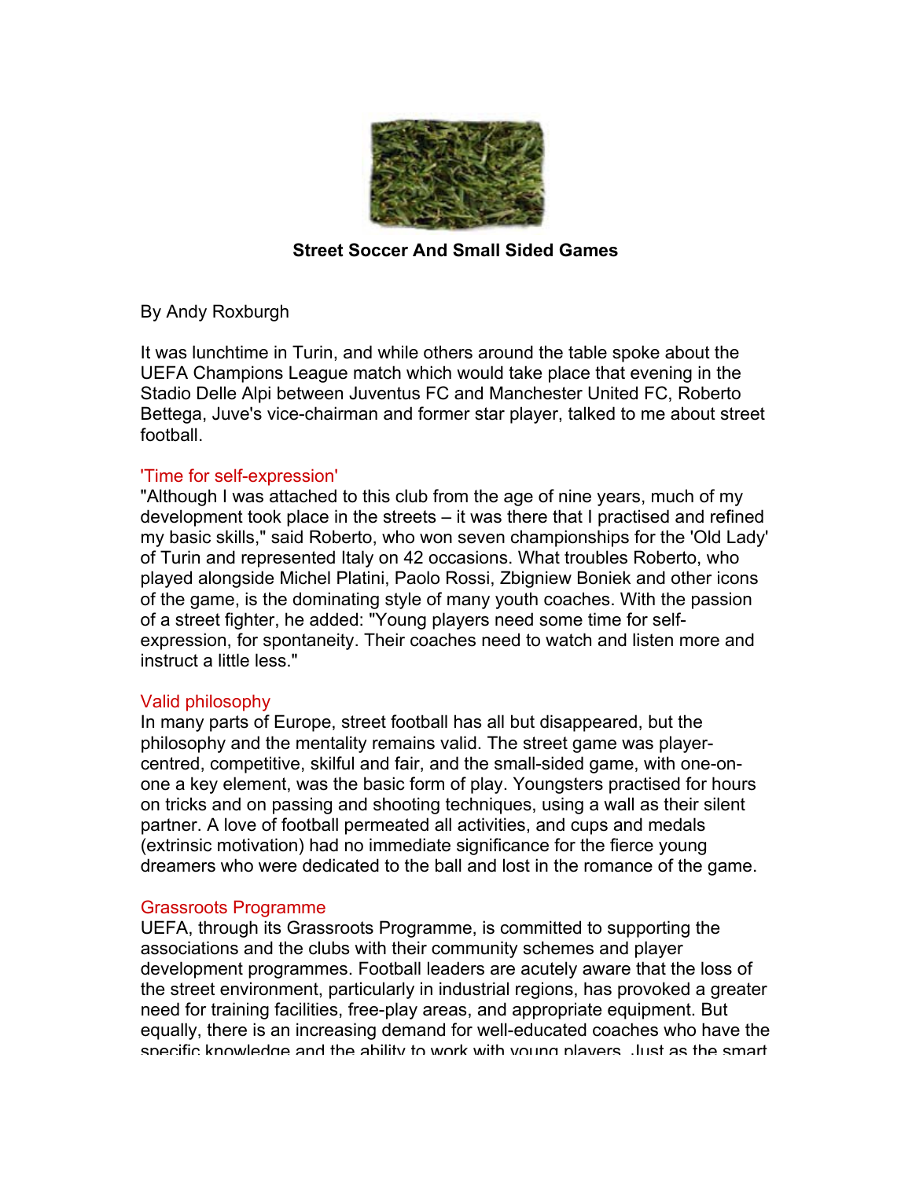**Street Soccer And Small Sided Games**

By Andy Roxburgh

It was lunchtime in Turin, and while others around the table spoke about the UEFA Champions League match which would take place that evening in the Stadio Delle Alpi between Juventus FC and Manchester United FC, Roberto Bettega, Juve's vice-chairman and former star player, talked to me about street football.

## 'Time for self-expression'

"Although I was attached to this club from the age of nine years, much of my development took place in the streets – it was there that I practised and refined my basic skills," said Roberto, who won seven championships for the 'Old Lady' of Turin and represented Italy on 42 occasions. What troubles Roberto, who played alongside Michel Platini, Paolo Rossi, Zbigniew Boniek and other icons of the game, is the dominating style of many youth coaches. With the passion of a street fighter, he added: "Young players need some time for self-expression, for spontaneity. Their coaches need to watch and listen more and instruct a little less."

## Valid philosophy

In many parts of Europe, street football has all but disappeared, but the philosophy and the mentality remains valid. The street game was player-centred, competitive, skilful and fair, and the small-sided game, with one-on-one a key element, was the basic form of play. Youngsters practised for hours on tricks and on passing and shooting techniques, using a wall as their silent partner. A love of football permeated all activities, and cups and medals (extrinsic motivation) had no immediate significance for the fierce young dreamers who were dedicated to the ball and lost in the romance of the game.

## Grassroots Programme

UEFA, through its Grassroots Programme, is committed to supporting the associations and the clubs with their community schemes and player development programmes. Football leaders are acutely aware that the loss of the street environment, particularly in industrial regions, has provoked a greater need for training facilities, free-play areas, and appropriate equipment. But equally, there is an increasing demand for well-educated coaches who have the specific knowledge and the ability to work with young players. Just as the smart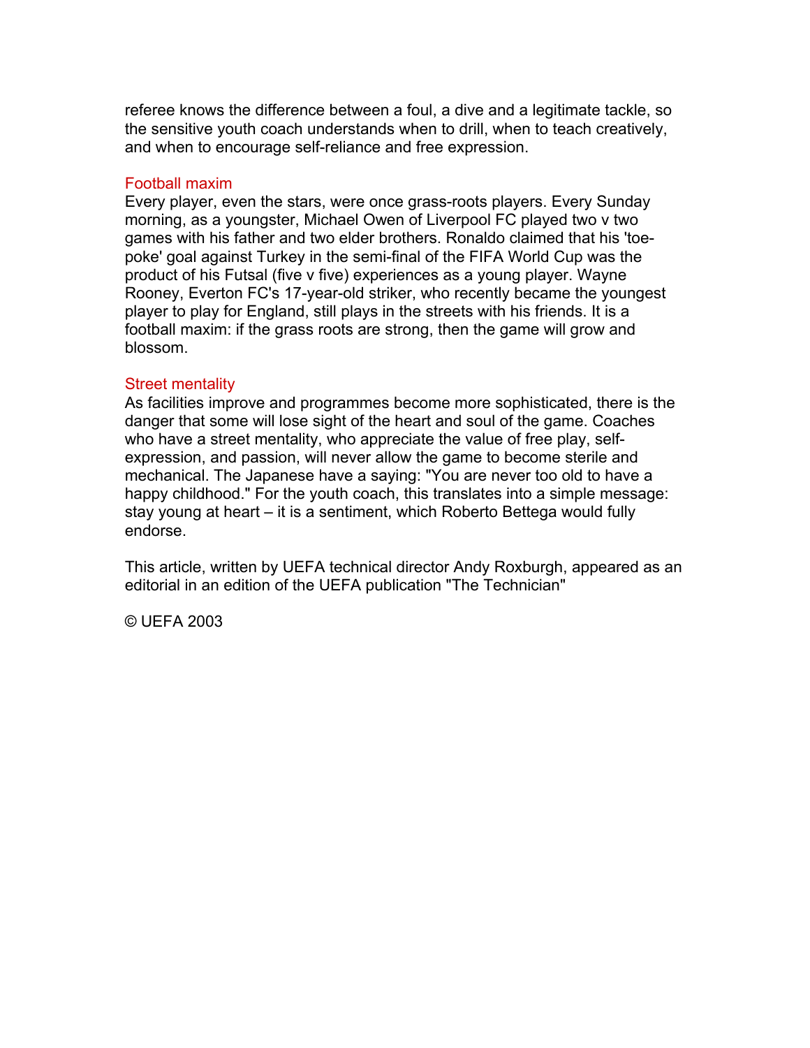referee knows the difference between a foul, a dive and a legitimate tackle, so the sensitive youth coach understands when to drill, when to teach creatively, and when to encourage self-reliance and free expression.

## Football maxim

Every player, even the stars, were once grass-roots players. Every Sunday morning, as a youngster, Michael Owen of Liverpool FC played two v two games with his father and two elder brothers. Ronaldo claimed that his 'toe-poke' goal against Turkey in the semi-final of the FIFA World Cup was the product of his Futsal (five v five) experiences as a young player. Wayne Rooney, Everton FC's 17-year-old striker, who recently became the youngest player to play for England, still plays in the streets with his friends. It is a football maxim: if the grass roots are strong, then the game will grow and blossom.

## Street mentality

As facilities improve and programmes become more sophisticated, there is the danger that some will lose sight of the heart and soul of the game. Coaches who have a street mentality, who appreciate the value of free play, self-expression, and passion, will never allow the game to become sterile and mechanical. The Japanese have a saying: "You are never too old to have a happy childhood." For the youth coach, this translates into a simple message: stay young at heart – it is a sentiment, which Roberto Bettega would fully endorse.

This article, written by UEFA technical director Andy Roxburgh, appeared as an editorial in an edition of the UEFA publication "The Technician"

© UEFA 2003